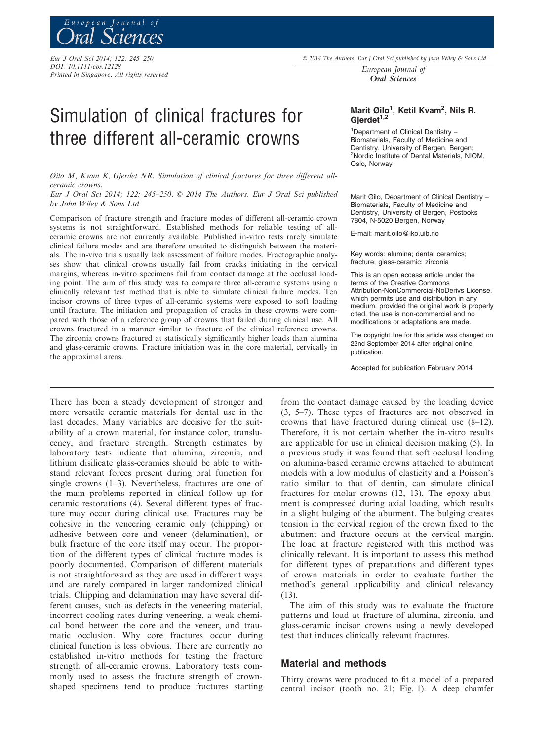# Simulation of clinical fractures for three different all-ceramic crowns

**Marit Øilo[1], Ketil Kvam[2], Nils R. Gjerdet[1,2]**

[1]Department of Clinical Dentistry – Biomaterials, Faculty of Medicine and Dentistry, University of Bergen, Bergen; [2]Nordic Institute of Dental Materials, NIOM, Oslo, Norway

*Øilo M, Kvam K, Gjerdet NR. Simulation of clinical fractures for three different all-ceramic crowns.*
*Eur J Oral Sci 2014; 122: 245–250.* © 2014 The Authors. *Eur J Oral Sci* published by John Wiley & Sons Ltd

Comparison of fracture strength and fracture modes of different all-ceramic crown systems is not straightforward. Established methods for reliable testing of all-ceramic crowns are not currently available. Published in-vitro tests rarely simulate clinical failure modes and are therefore unsuited to distinguish between the materials. The in-vivo trials usually lack assessment of failure modes. Fractographic analyses show that clinical crowns usually fail from cracks initiating in the cervical margins, whereas in-vitro specimens fail from contact damage at the occlusal loading point. The aim of this study was to compare three all-ceramic systems using a clinically relevant test method that is able to simulate clinical failure modes. Ten incisor crowns of three types of all-ceramic systems were exposed to soft loading until fracture. The initiation and propagation of cracks in these crowns were compared with those of a reference group of crowns that failed during clinical use. All crowns fractured in a manner similar to fracture of the clinical reference crowns. The zirconia crowns fractured at statistically significantly higher loads than alumina and glass-ceramic crowns. Fracture initiation was in the core material, cervically in the approximal areas.

Marit Øilo, Department of Clinical Dentistry – Biomaterials, Faculty of Medicine and Dentistry, University of Bergen, Postboks 7804, N-5020 Bergen, Norway

E-mail: marit.oilo@iko.uib.no

Key words: alumina; dental ceramics; fracture; glass-ceramic; zirconia

This is an open access article under the terms of the Creative Commons Attribution-NonCommercial-NoDerivs License, which permits use and distribution in any medium, provided the original work is properly cited, the use is non-commercial and no modifications or adaptations are made.

The copyright line for this article was changed on 22nd September 2014 after original online publication.

Accepted for publication February 2014

There has been a steady development of stronger and more versatile ceramic materials for dental use in the last decades. Many variables are decisive for the suitability of a crown material, for instance color, translucency, and fracture strength. Strength estimates by laboratory tests indicate that alumina, zirconia, and lithium disilicate glass-ceramics should be able to withstand relevant forces present during oral function for single crowns (1–3). Nevertheless, fractures are one of the main problems reported in clinical follow up for ceramic restorations (4). Several different types of fracture may occur during clinical use. Fractures may be cohesive in the veneering ceramic only (chipping) or adhesive between core and veneer (delamination), or bulk fracture of the core itself may occur. The proportion of the different types of clinical fracture modes is poorly documented. Comparison of different materials is not straightforward as they are used in different ways and are rarely compared in larger randomized clinical trials. Chipping and delamination may have several different causes, such as defects in the veneering material, incorrect cooling rates during veneering, a weak chemical bond between the core and the veneer, and traumatic occlusion. Why core fractures occur during clinical function is less obvious. There are currently no established in-vitro methods for testing the fracture strength of all-ceramic crowns. Laboratory tests commonly used to assess the fracture strength of crown-shaped specimens tend to produce fractures starting from the contact damage caused by the loading device (3, 5–7). These types of fractures are not observed in crowns that have fractured during clinical use (8–12). Therefore, it is not certain whether the in-vitro results are applicable for use in clinical decision making (5). In a previous study it was found that soft occlusal loading on alumina-based ceramic crowns attached to abutment models with a low modulus of elasticity and a Poisson's ratio similar to that of dentin, can simulate clinical fractures for molar crowns (12, 13). The epoxy abutment is compressed during axial loading, which results in a slight bulging of the abutment. The bulging creates tension in the cervical region of the crown fixed to the abutment and fracture occurs at the cervical margin. The load at fracture registered with this method was clinically relevant. It is important to assess this method for different types of preparations and different types of crown materials in order to evaluate further the method's general applicability and clinical relevancy (13).

The aim of this study was to evaluate the fracture patterns and load at fracture of alumina, zirconia, and glass-ceramic incisor crowns using a newly developed test that induces clinically relevant fractures.

## Material and methods

Thirty crowns were produced to fit a model of a prepared central incisor (tooth no. 21; Fig. 1). A deep chamfer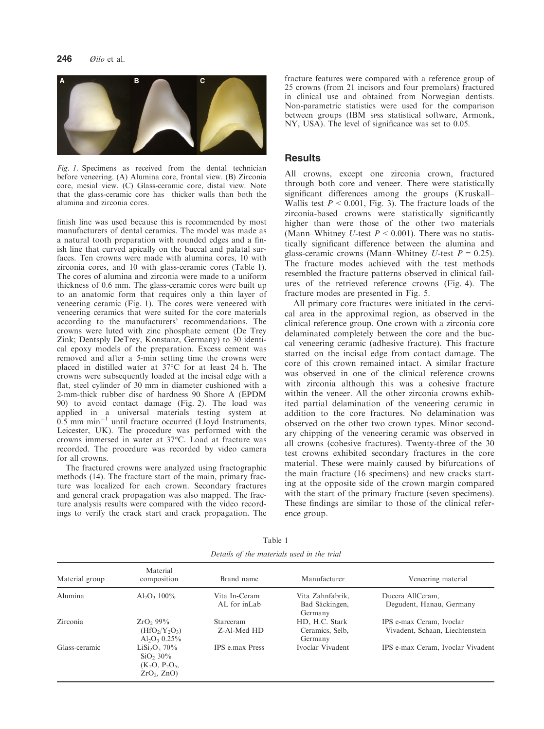Fig. 1. Specimens as received from the dental technician before veneering. (A) Alumina core, frontal view. (B) Zirconia core, mesial view. (C) Glass-ceramic core, distal view. Note that the glass-ceramic core has thicker walls than both the alumina and zirconia cores.

finish line was used because this is recommended by most manufacturers of dental ceramics. The model was made as a natural tooth preparation with rounded edges and a finish line that curved apically on the buccal and palatal surfaces. Ten crowns were made with alumina cores, 10 with zirconia cores, and 10 with glass-ceramic cores (Table 1). The cores of alumina and zirconia were made to a uniform thickness of 0.6 mm. The glass-ceramic cores were built up to an anatomic form that requires only a thin layer of veneering ceramic (Fig. 1). The cores were veneered with veneering ceramics that were suited for the core materials according to the manufacturers' recommendations. The crowns were luted with zinc phosphate cement (De Trey Zink; Dentsply DeTrey, Konstanz, Germany) to 30 identical epoxy models of the preparation. Excess cement was removed and after a 5-min setting time the crowns were placed in distilled water at 37°C for at least 24 h. The crowns were subsequently loaded at the incisal edge with a flat, steel cylinder of 30 mm in diameter cushioned with a 2-mm-thick rubber disc of hardness 90 Shore A (EPDM 90) to avoid contact damage (Fig. 2). The load was applied in a universal materials testing system at 0.5 mm $min^{-1}$ until fracture occurred (Lloyd Instruments, Leicester, UK). The procedure was performed with the crowns immersed in water at 37°C. Load at fracture was recorded. The procedure was recorded by video camera for all crowns.

The fractured crowns were analyzed using fractographic methods (14). The fracture start of the main, primary fracture was localized for each crown. Secondary fractures and general crack propagation was also mapped. The fracture analysis results were compared with the video recordings to verify the crack start and crack propagation. The fracture features were compared with a reference group of 25 crowns (from 21 incisors and four premolars) fractured in clinical use and obtained from Norwegian dentists. Non-parametric statistics were used for the comparison between groups (IBM SPSS statistical software, Armonk, NY, USA). The level of significance was set to 0.05.

## Results

All crowns, except one zirconia crown, fractured through both core and veneer. There were statistically significant differences among the groups (Kruskall–Wallis test $P < 0.001$, Fig. 3). The fracture loads of the zirconia-based crowns were statistically significantly higher than were those of the other two materials (Mann–Whitney $U$-test $P < 0.001$). There was no statistically significant difference between the alumina and glass-ceramic crowns (Mann–Whitney $U$-test $P = 0.25$). The fracture modes achieved with the test methods resembled the fracture patterns observed in clinical failures of the retrieved reference crowns (Fig. 4). The fracture modes are presented in Fig. 5.

All primary core fractures were initiated in the cervical area in the approximal region, as observed in the clinical reference group. One crown with a zirconia core delaminated completely between the core and the buccal veneering ceramic (adhesive fracture). This fracture started on the incisal edge from contact damage. The core of this crown remained intact. A similar fracture was observed in one of the clinical reference crowns with zirconia although this was a cohesive fracture within the veneer. All the other zirconia crowns exhibited partial delamination of the veneering ceramic in addition to the core fractures. No delamination was observed on the other two crown types. Minor secondary chipping of the veneering ceramic was observed in all crowns (cohesive fractures). Twenty-three of the 30 test crowns exhibited secondary fractures in the core material. These were mainly caused by bifurcations of the main fracture (16 specimens) and new cracks starting at the opposite side of the crown margin compared with the start of the primary fracture (seven specimens). These findings are similar to those of the clinical reference group.

Table 1

*Details of the materials used in the trial*

| Material group | Material composition | Brand name | Manufacturer | Veneering material |
|---|---|---|---|---|
| Alumina | $Al_2O_3$ 100% | Vita In-Ceram AL for inLab | Vita Zahnfabrik, Bad Säckingen, Germany | Ducera AllCeram, Degudent, Hanau, Germany |
| Zirconia | $ZrO_2$ 99% ($HfO_2/Y_2O_3$) $Al_2O_3$ 0.25% | Starceram Z-Al-Med HD | HD, H.C. Stark Ceramics, Selb, Germany | IPS e-max Ceram, Ivoclar Vivadent, Schaan, Liechtenstein |
| Glass-ceramic | $LiSi_2O_5$ 70% $SiO_2$ 30% ($K_2O$, $P_2O_5$, $ZrO_2$, ZnO) | IPS e.max Press | Ivoclar Vivadent | IPS e-max Ceram, Ivoclar Vivadent |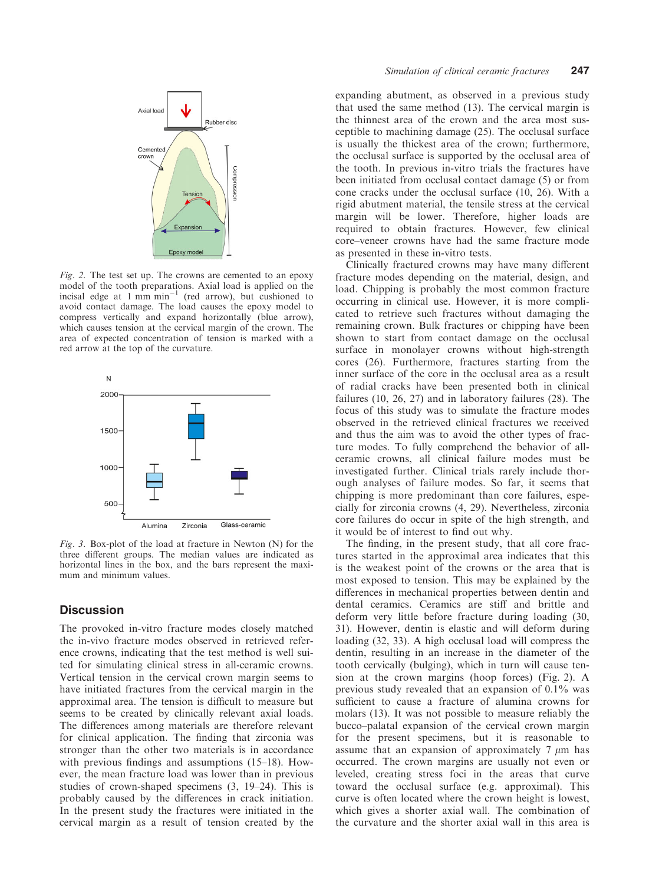Fig. 2. The test set up. The crowns are cemented to an epoxy model of the tooth preparations. Axial load is applied on the incisal edge at 1 mm $min^{-1}$ (red arrow), but cushioned to avoid contact damage. The load causes the epoxy model to compress vertically and expand horizontally (blue arrow), which causes tension at the cervical margin of the crown. The area of expected concentration of tension is marked with a red arrow at the top of the curvature.

Fig. 3. Box-plot of the load at fracture in Newton (N) for the three different groups. The median values are indicated as horizontal lines in the box, and the bars represent the maximum and minimum values.

## Discussion

The provoked in-vitro fracture modes closely matched the in-vivo fracture modes observed in retrieved reference crowns, indicating that the test method is well suited for simulating clinical stress in all-ceramic crowns. Vertical tension in the cervical crown margin seems to have initiated fractures from the cervical margin in the approximal area. The tension is difficult to measure but seems to be created by clinically relevant axial loads. The differences among materials are therefore relevant for clinical application. The finding that zirconia was stronger than the other two materials is in accordance with previous findings and assumptions (15–18). However, the mean fracture load was lower than in previous studies of crown-shaped specimens (3, 19–24). This is probably caused by the differences in crack initiation. In the present study the fractures were initiated in the cervical margin as a result of tension created by the expanding abutment, as observed in a previous study that used the same method (13). The cervical margin is the thinnest area of the crown and the area most susceptible to machining damage (25). The occlusal surface is usually the thickest area of the crown; furthermore, the occlusal surface is supported by the occlusal area of the tooth. In previous in-vitro trials the fractures have been initiated from occlusal contact damage (5) or from cone cracks under the occlusal surface (10, 26). With a rigid abutment material, the tensile stress at the cervical margin will be lower. Therefore, higher loads are required to obtain fractures. However, few clinical core–veneer crowns have had the same fracture mode as presented in these in-vitro tests.

Clinically fractured crowns may have many different fracture modes depending on the material, design, and load. Chipping is probably the most common fracture occurring in clinical use. However, it is more complicated to retrieve such fractures without damaging the remaining crown. Bulk fractures or chipping have been shown to start from contact damage on the occlusal surface in monolayer crowns without high-strength cores (26). Furthermore, fractures starting from the inner surface of the core in the occlusal area as a result of radial cracks have been presented both in clinical failures (10, 26, 27) and in laboratory failures (28). The focus of this study was to simulate the fracture modes observed in the retrieved clinical fractures we received and thus the aim was to avoid the other types of fracture modes. To fully comprehend the behavior of all-ceramic crowns, all clinical failure modes must be investigated further. Clinical trials rarely include thorough analyses of failure modes. So far, it seems that chipping is more predominant than core failures, especially for zirconia crowns (4, 29). Nevertheless, zirconia core failures do occur in spite of the high strength, and it would be of interest to find out why.

The finding, in the present study, that all core fractures started in the approximal area indicates that this is the weakest point of the crowns or the area that is most exposed to tension. This may be explained by the differences in mechanical properties between dentin and dental ceramics. Ceramics are stiff and brittle and deform very little before fracture during loading (30, 31). However, dentin is elastic and will deform during loading (32, 33). A high occlusal load will compress the dentin, resulting in an increase in the diameter of the tooth cervically (bulging), which in turn will cause tension at the crown margins (hoop forces) (Fig. 2). A previous study revealed that an expansion of 0.1% was sufficient to cause a fracture of alumina crowns for molars (13). It was not possible to measure reliably the bucco–palatal expansion of the cervical crown margin for the present specimens, but it is reasonable to assume that an expansion of approximately 7 $\mu m$ has occurred. The crown margins are usually not even or leveled, creating stress foci in the areas that curve toward the occlusal surface (e.g. approximal). This curve is often located where the crown height is lowest, which gives a shorter axial wall. The combination of the curvature and the shorter axial wall in this area is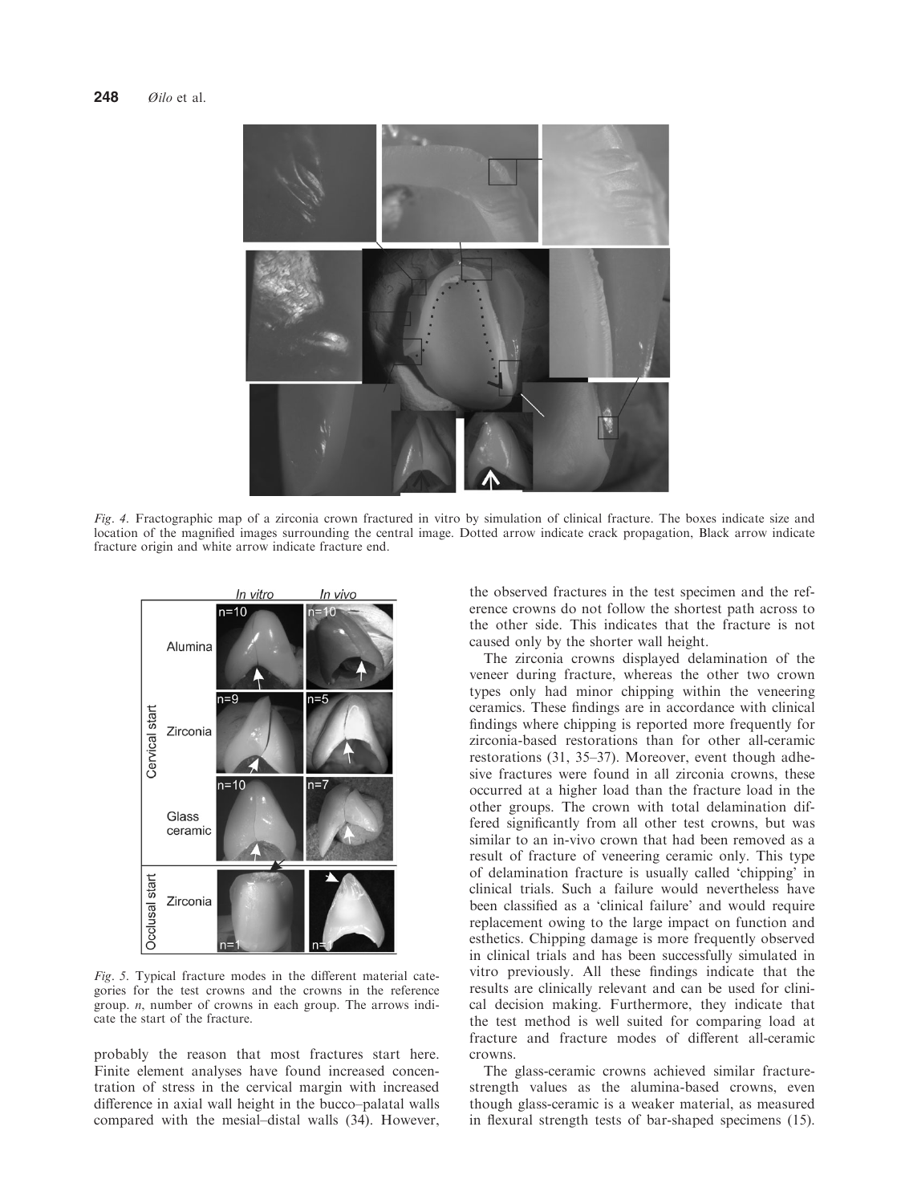*Fig. 4.* Fractographic map of a zirconia crown fractured in vitro by simulation of clinical fracture. The boxes indicate size and location of the magnified images surrounding the central image. Dotted arrow indicate crack propagation, Black arrow indicate fracture origin and white arrow indicate fracture end.

*Fig. 5.* Typical fracture modes in the different material categories for the test crowns and the crowns in the reference group. *n*, number of crowns in each group. The arrows indicate the start of the fracture.

probably the reason that most fractures start here. Finite element analyses have found increased concentration of stress in the cervical margin with increased difference in axial wall height in the bucco–palatal walls compared with the mesial–distal walls (34). However, the observed fractures in the test specimen and the reference crowns do not follow the shortest path across to the other side. This indicates that the fracture is not caused only by the shorter wall height.

The zirconia crowns displayed delamination of the veneer during fracture, whereas the other two crown types only had minor chipping within the veneering ceramics. These findings are in accordance with clinical findings where chipping is reported more frequently for zirconia-based restorations than for other all-ceramic restorations (31, 35–37). Moreover, event though adhesive fractures were found in all zirconia crowns, these occurred at a higher load than the fracture load in the other groups. The crown with total delamination differed significantly from all other test crowns, but was similar to an in-vivo crown that had been removed as a result of fracture of veneering ceramic only. This type of delamination fracture is usually called 'chipping' in clinical trials. Such a failure would nevertheless have been classified as a 'clinical failure' and would require replacement owing to the large impact on function and esthetics. Chipping damage is more frequently observed in clinical trials and has been successfully simulated in vitro previously. All these findings indicate that the results are clinically relevant and can be used for clinical decision making. Furthermore, they indicate that the test method is well suited for comparing load at fracture and fracture modes of different all-ceramic crowns.

The glass-ceramic crowns achieved similar fracture-strength values as the alumina-based crowns, even though glass-ceramic is a weaker material, as measured in flexural strength tests of bar-shaped specimens (15).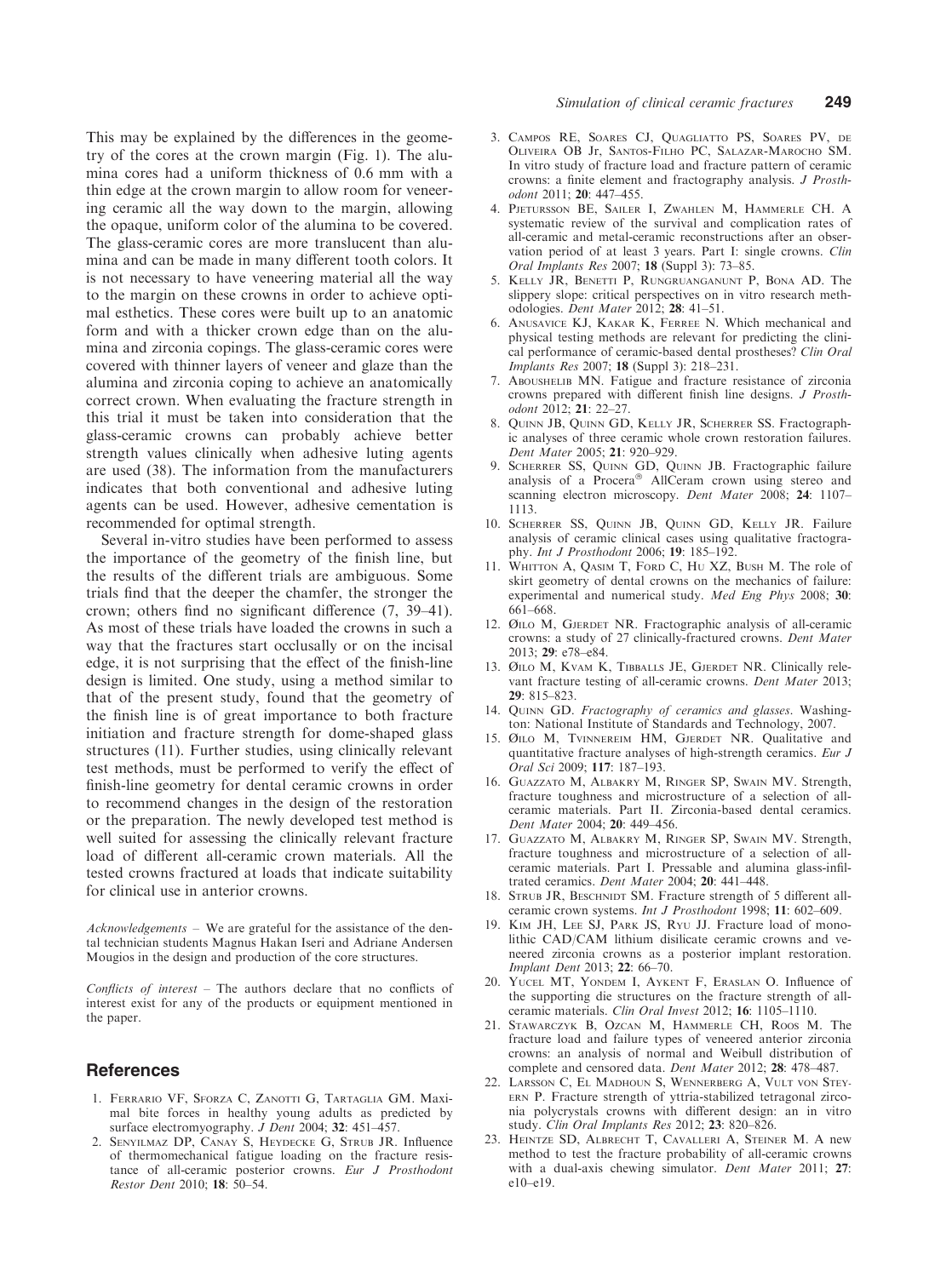This may be explained by the differences in the geometry of the cores at the crown margin (Fig. 1). The alumina cores had a uniform thickness of 0.6 mm with a thin edge at the crown margin to allow room for veneering ceramic all the way down to the margin, allowing the opaque, uniform color of the alumina to be covered. The glass-ceramic cores are more translucent than alumina and can be made in many different tooth colors. It is not necessary to have veneering material all the way to the margin on these crowns in order to achieve optimal esthetics. These cores were built up to an anatomic form and with a thicker crown edge than on the alumina and zirconia copings. The glass-ceramic cores were covered with thinner layers of veneer and glaze than the alumina and zirconia coping to achieve an anatomically correct crown. When evaluating the fracture strength in this trial it must be taken into consideration that the glass-ceramic crowns can probably achieve better strength values clinically when adhesive luting agents are used (38). The information from the manufacturers indicates that both conventional and adhesive luting agents can be used. However, adhesive cementation is recommended for optimal strength.

Several in-vitro studies have been performed to assess the importance of the geometry of the finish line, but the results of the different trials are ambiguous. Some trials find that the deeper the chamfer, the stronger the crown; others find no significant difference (7, 39–41). As most of these trials have loaded the crowns in such a way that the fractures start occlusally or on the incisal edge, it is not surprising that the effect of the finish-line design is limited. One study, using a method similar to that of the present study, found that the geometry of the finish line is of great importance to both fracture initiation and fracture strength for dome-shaped glass structures (11). Further studies, using clinically relevant test methods, must be performed to verify the effect of finish-line geometry for dental ceramic crowns in order to recommend changes in the design of the restoration or the preparation. The newly developed test method is well suited for assessing the clinically relevant fracture load of different all-ceramic crown materials. All the tested crowns fractured at loads that indicate suitability for clinical use in anterior crowns.

*Acknowledgements* – We are grateful for the assistance of the dental technician students Magnus Hakan Iseri and Adriane Andersen Mougios in the design and production of the core structures.

*Conflicts of interest* – The authors declare that no conflicts of interest exist for any of the products or equipment mentioned in the paper.

## References

1. Ferrario VF, Sforza C, Zanotti G, Tartaglia GM. Maximal bite forces in healthy young adults as predicted by surface electromyography. *J Dent* 2004; **32**: 451–457.
2. Senyilmaz DP, Canay S, Heydecke G, Strub JR. Influence of thermomechanical fatigue loading on the fracture resistance of all-ceramic posterior crowns. *Eur J Prosthodont Restor Dent* 2010; **18**: 50–54.
3. Campos RE, Soares CJ, Quagliatto PS, Soares PV, de Oliveira OB Jr, Santos-Filho PC, Salazar-Marocho SM. In vitro study of fracture load and fracture pattern of ceramic crowns: a finite element and fractography analysis. *J Prosthodont* 2011; **20**: 447–455.
4. Pjetursson BE, Sailer I, Zwahlen M, Hammerle CH. A systematic review of the survival and complication rates of all-ceramic and metal-ceramic reconstructions after an observation period of at least 3 years. Part I: single crowns. *Clin Oral Implants Res* 2007; **18** (Suppl 3): 73–85.
5. Kelly JR, Benetti P, Rungruanganunt P, Bona AD. The slippery slope: critical perspectives on in vitro research methodologies. *Dent Mater* 2012; **28**: 41–51.
6. Anusavice KJ, Kakar K, Ferree N. Which mechanical and physical testing methods are relevant for predicting the clinical performance of ceramic-based dental prostheses? *Clin Oral Implants Res* 2007; **18** (Suppl 3): 218–231.
7. Aboushelib MN. Fatigue and fracture resistance of zirconia crowns prepared with different finish line designs. *J Prosthodont* 2012; **21**: 22–27.
8. Quinn JB, Quinn GD, Kelly JR, Scherrer SS. Fractographic analyses of three ceramic whole crown restoration failures. *Dent Mater* 2005; **21**: 920–929.
9. Scherrer SS, Quinn GD, Quinn JB. Fractographic failure analysis of a Procera® AllCeram crown using stereo and scanning electron microscopy. *Dent Mater* 2008; **24**: 1107–1113.
10. Scherrer SS, Quinn JB, Quinn GD, Kelly JR. Failure analysis of ceramic clinical cases using qualitative fractography. *Int J Prosthodont* 2006; **19**: 185–192.
11. Whitton A, Qasim T, Ford C, Hu XZ, Bush M. The role of skirt geometry of dental crowns on the mechanics of failure: experimental and numerical study. *Med Eng Phys* 2008; **30**: 661–668.
12. Øilo M, Gjerdet NR. Fractographic analysis of all-ceramic crowns: a study of 27 clinically-fractured crowns. *Dent Mater* 2013; **29**: e78–e84.
13. Øilo M, Kvam K, Tibballs JE, Gjerdet NR. Clinically relevant fracture testing of all-ceramic crowns. *Dent Mater* 2013; **29**: 815–823.
14. Quinn GD. *Fractography of ceramics and glasses*. Washington: National Institute of Standards and Technology, 2007.
15. Øilo M, Tvinnereim HM, Gjerdet NR. Qualitative and quantitative fracture analyses of high-strength ceramics. *Eur J Oral Sci* 2009; **117**: 187–193.
16. Guazzato M, Albakry M, Ringer SP, Swain MV. Strength, fracture toughness and microstructure of a selection of all-ceramic materials. Part II. Zirconia-based dental ceramics. *Dent Mater* 2004; **20**: 449–456.
17. Guazzato M, Albakry M, Ringer SP, Swain MV. Strength, fracture toughness and microstructure of a selection of all-ceramic materials. Part I. Pressable and alumina glass-infiltrated ceramics. *Dent Mater* 2004; **20**: 441–448.
18. Strub JR, Beschnidt SM. Fracture strength of 5 different all-ceramic crown systems. *Int J Prosthodont* 1998; **11**: 602–609.
19. Kim JH, Lee SJ, Park JS, Ryu JJ. Fracture load of monolithic CAD/CAM lithium disilicate ceramic crowns and veneered zirconia crowns as a posterior implant restoration. *Implant Dent* 2013; **22**: 66–70.
20. Yucel MT, Yondem I, Aykent F, Eraslan O. Influence of the supporting die structures on the fracture strength of all-ceramic materials. *Clin Oral Invest* 2012; **16**: 1105–1110.
21. Stawarczyk B, Ozcan M, Hammerle CH, Roos M. The fracture load and failure types of veneered anterior zirconia crowns: an analysis of normal and Weibull distribution of complete and censored data. *Dent Mater* 2012; **28**: 478–487.
22. Larsson C, El Madhoun S, Wennerberg A, Vult von Steyern P. Fracture strength of yttria-stabilized tetragonal zirconia polycrystals crowns with different design: an in vitro study. *Clin Oral Implants Res* 2012; **23**: 820–826.
23. Heintze SD, Albrecht T, Cavalleri A, Steiner M. A new method to test the fracture probability of all-ceramic crowns with a dual-axis chewing simulator. *Dent Mater* 2011; **27**: e10–e19.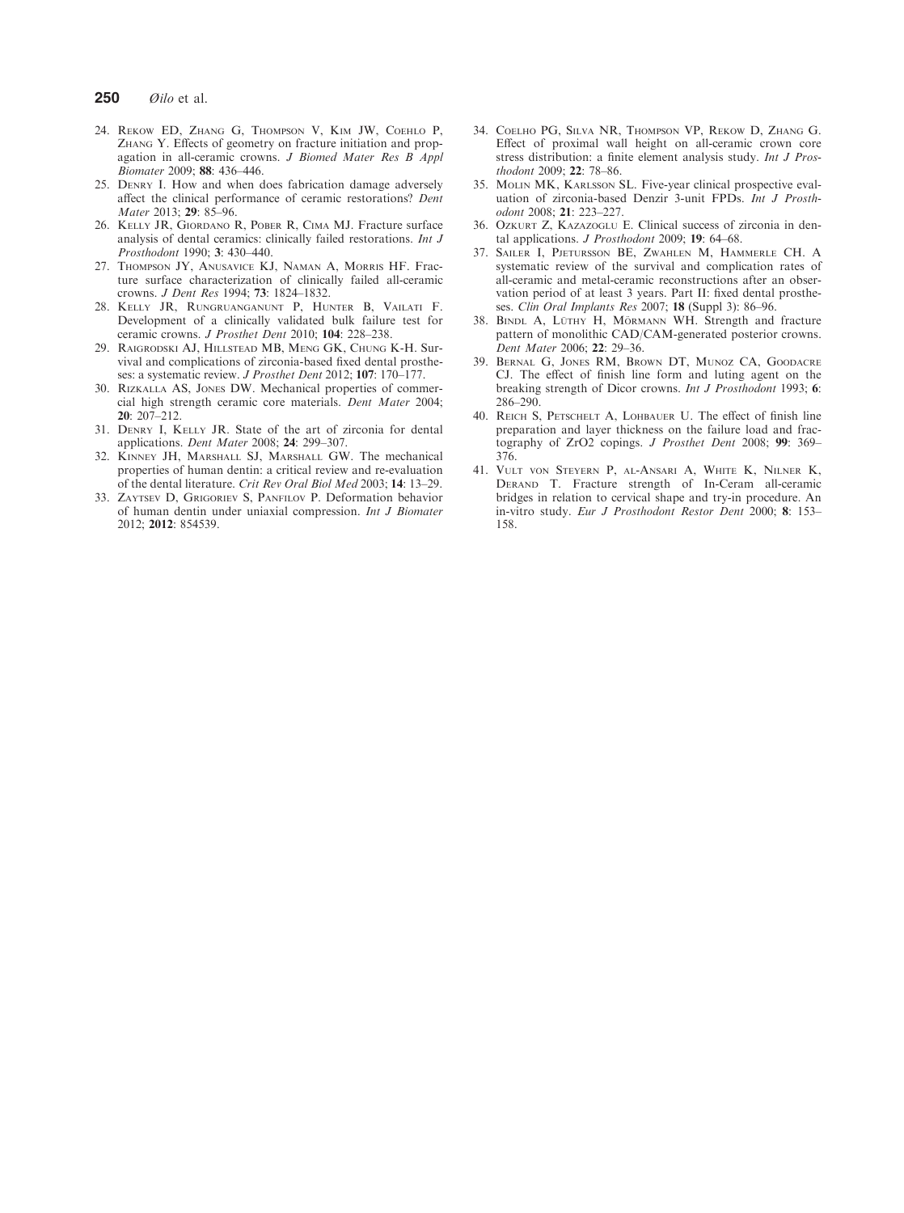24. Rekow ED, Zhang G, Thompson V, Kim JW, Coehlo P, Zhang Y. Effects of geometry on fracture initiation and propagation in all-ceramic crowns. *J Biomed Mater Res B Appl Biomater* 2009; **88**: 436–446.
25. Denry I. How and when does fabrication damage adversely affect the clinical performance of ceramic restorations? *Dent Mater* 2013; **29**: 85–96.
26. Kelly JR, Giordano R, Pober R, Cima MJ. Fracture surface analysis of dental ceramics: clinically failed restorations. *Int J Prosthodont* 1990; **3**: 430–440.
27. Thompson JY, Anusavice KJ, Naman A, Morris HF. Fracture surface characterization of clinically failed all-ceramic crowns. *J Dent Res* 1994; **73**: 1824–1832.
28. Kelly JR, Rungruanganunt P, Hunter B, Vailati F. Development of a clinically validated bulk failure test for ceramic crowns. *J Prosthet Dent* 2010; **104**: 228–238.
29. Raigrodski AJ, Hillstead MB, Meng GK, Chung K-H. Survival and complications of zirconia-based fixed dental prostheses: a systematic review. *J Prosthet Dent* 2012; **107**: 170–177.
30. Rizkalla AS, Jones DW. Mechanical properties of commercial high strength ceramic core materials. *Dent Mater* 2004; **20**: 207–212.
31. Denry I, Kelly JR. State of the art of zirconia for dental applications. *Dent Mater* 2008; **24**: 299–307.
32. Kinney JH, Marshall SJ, Marshall GW. The mechanical properties of human dentin: a critical review and re-evaluation of the dental literature. *Crit Rev Oral Biol Med* 2003; **14**: 13–29.
33. Zaytsev D, Grigoriev S, Panfilov P. Deformation behavior of human dentin under uniaxial compression. *Int J Biomater* 2012; **2012**: 854539.
34. Coelho PG, Silva NR, Thompson VP, Rekow D, Zhang G. Effect of proximal wall height on all-ceramic crown core stress distribution: a finite element analysis study. *Int J Prosthodont* 2009; **22**: 78–86.
35. Molin MK, Karlsson SL. Five-year clinical prospective evaluation of zirconia-based Denzir 3-unit FPDs. *Int J Prosthodont* 2008; **21**: 223–227.
36. Ozkurt Z, Kazazoglu E. Clinical success of zirconia in dental applications. *J Prosthodont* 2009; **19**: 64–68.
37. Sailer I, Pjetursson BE, Zwahlen M, Hammerle CH. A systematic review of the survival and complication rates of all-ceramic and metal-ceramic reconstructions after an observation period of at least 3 years. Part II: fixed dental prostheses. *Clin Oral Implants Res* 2007; **18** (Suppl 3): 86–96.
38. Bindl A, Lüthy H, Mörmann WH. Strength and fracture pattern of monolithic CAD/CAM-generated posterior crowns. *Dent Mater* 2006; **22**: 29–36.
39. Bernal G, Jones RM, Brown DT, Munoz CA, Goodacre CJ. The effect of finish line form and luting agent on the breaking strength of Dicor crowns. *Int J Prosthodont* 1993; **6**: 286–290.
40. Reich S, Petschelt A, Lohbauer U. The effect of finish line preparation and layer thickness on the failure load and fractography of ZrO2 copings. *J Prosthet Dent* 2008; **99**: 369–376.
41. Vult von Steyern P, al-Ansari A, White K, Nilner K, Derand T. Fracture strength of In-Ceram all-ceramic bridges in relation to cervical shape and try-in procedure. An in-vitro study. *Eur J Prosthodont Restor Dent* 2000; **8**: 153–158.